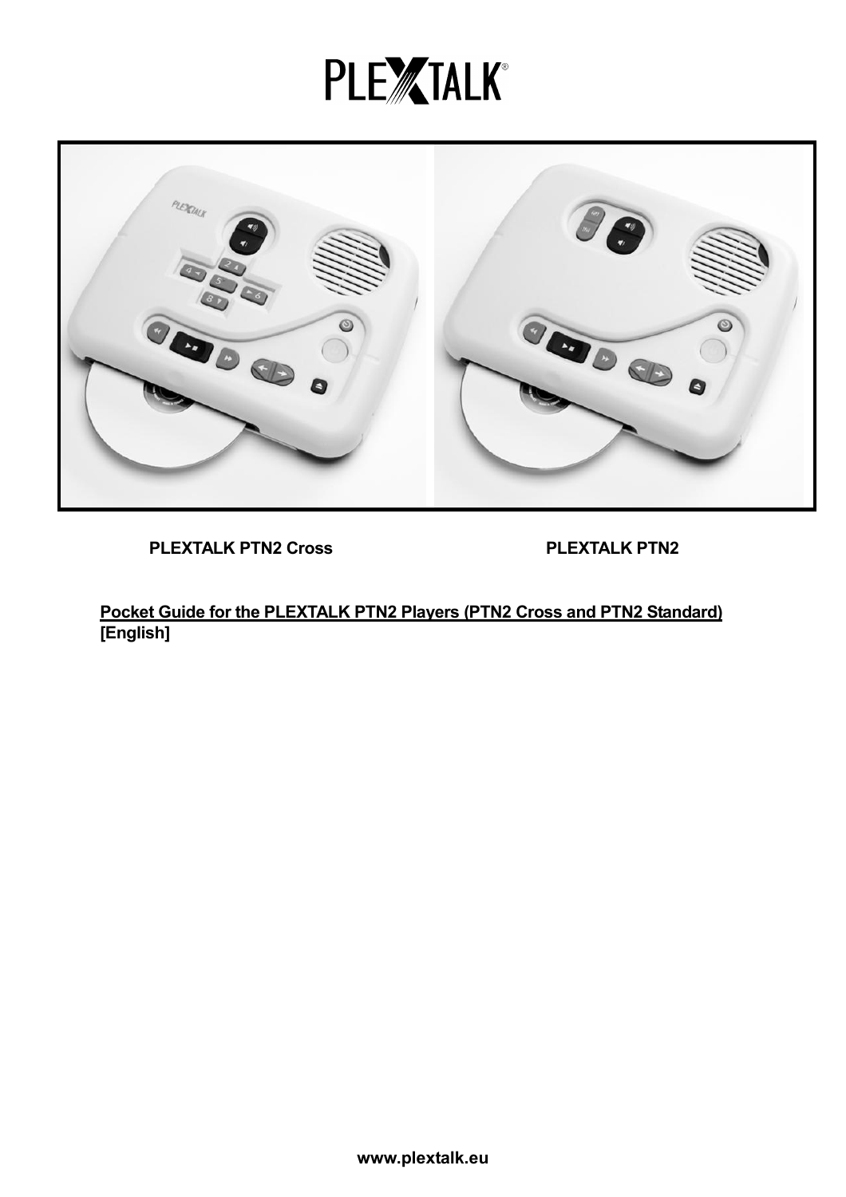# PLEXTALK®

**PLEXTALK PTN2 Cross** | **PLEXTALK PTN2**

**Pocket Guide for the PLEXTALK PTN2 Players (PTN2 Cross and PTN2 Standard)**
**[English]**

**www.plextalk.eu**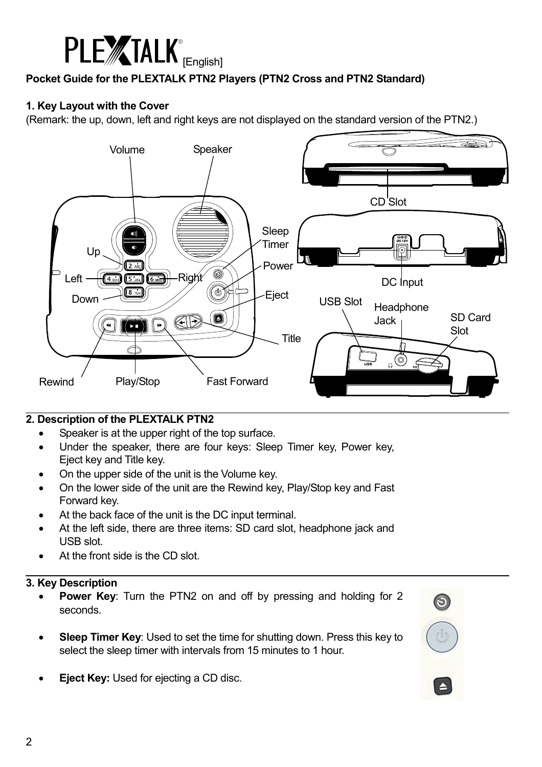PLEXTALK [English]

**Pocket Guide for the PLEXTALK PTN2 Players (PTN2 Cross and PTN2 Standard)**

**1. Key Layout with the Cover**

(Remark: the up, down, left and right keys are not displayed on the standard version of the PTN2.)

**2. Description of the PLEXTALK PTN2**

- Speaker is at the upper right of the top surface.
- Under the speaker, there are four keys: Sleep Timer key, Power key, Eject key and Title key.
- On the upper side of the unit is the Volume key.
- On the lower side of the unit are the Rewind key, Play/Stop key and Fast Forward key.
- At the back face of the unit is the DC input terminal.
- At the left side, there are three items: SD card slot, headphone jack and USB slot.
- At the front side is the CD slot.

**3. Key Description**

- **Power Key**: Turn the PTN2 on and off by pressing and holding for 2 seconds.
- **Sleep Timer Key**: Used to set the time for shutting down. Press this key to select the sleep timer with intervals from 15 minutes to 1 hour.
- **Eject Key:** Used for ejecting a CD disc.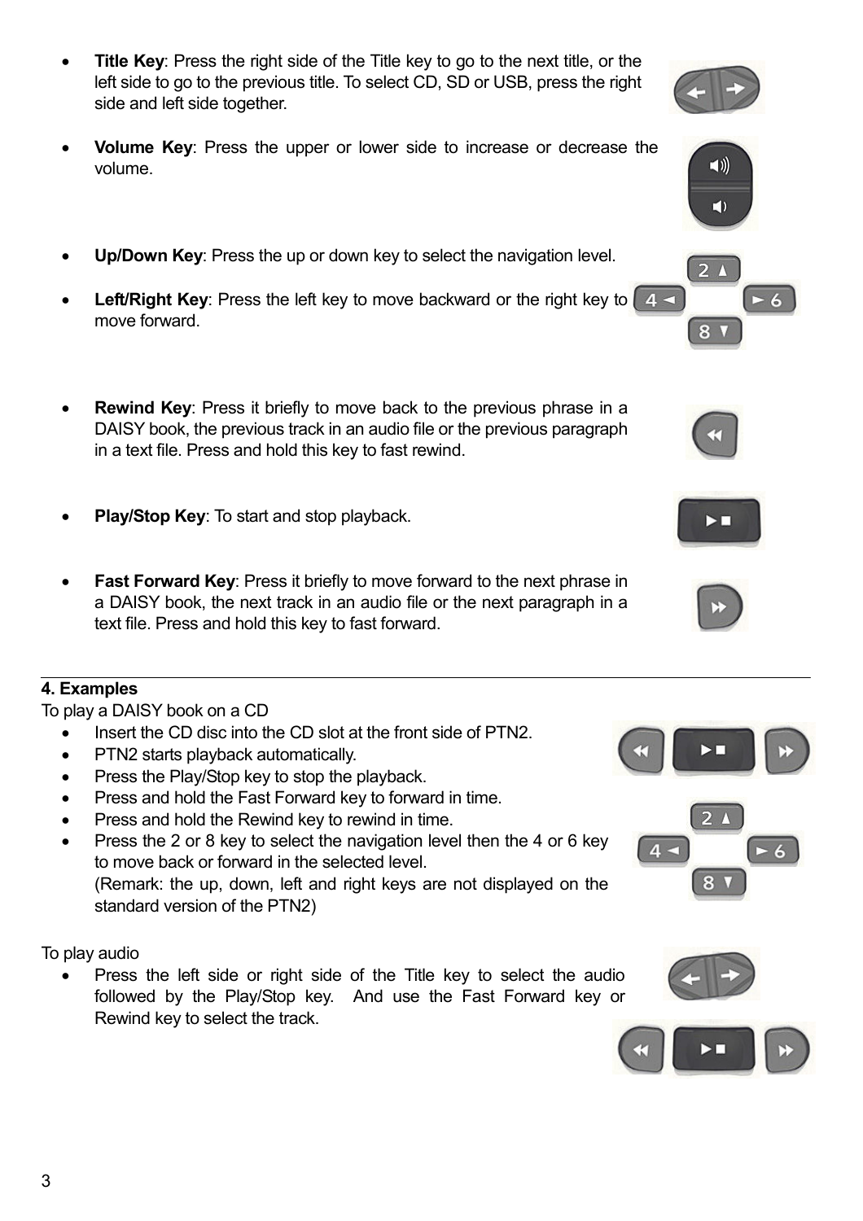- **Title Key**: Press the right side of the Title key to go to the next title, or the left side to go to the previous title. To select CD, SD or USB, press the right side and left side together.

- **Volume Key**: Press the upper or lower side to increase or decrease the volume.

- **Up/Down Key**: Press the up or down key to select the navigation level.

- **Left/Right Key**: Press the left key to move backward or the right key to move forward.

- **Rewind Key**: Press it briefly to move back to the previous phrase in a DAISY book, the previous track in an audio file or the previous paragraph in a text file. Press and hold this key to fast rewind.

- **Play/Stop Key**: To start and stop playback.

- **Fast Forward Key**: Press it briefly to move forward to the next phrase in a DAISY book, the next track in an audio file or the next paragraph in a text file. Press and hold this key to fast forward.

## 4. Examples

To play a DAISY book on a CD

- Insert the CD disc into the CD slot at the front side of PTN2.
- PTN2 starts playback automatically.
- Press the Play/Stop key to stop the playback.
- Press and hold the Fast Forward key to forward in time.
- Press and hold the Rewind key to rewind in time.
- Press the 2 or 8 key to select the navigation level then the 4 or 6 key to move back or forward in the selected level.
  (Remark: the up, down, left and right keys are not displayed on the standard version of the PTN2)

To play audio

- Press the left side or right side of the Title key to select the audio followed by the Play/Stop key. And use the Fast Forward key or Rewind key to select the track.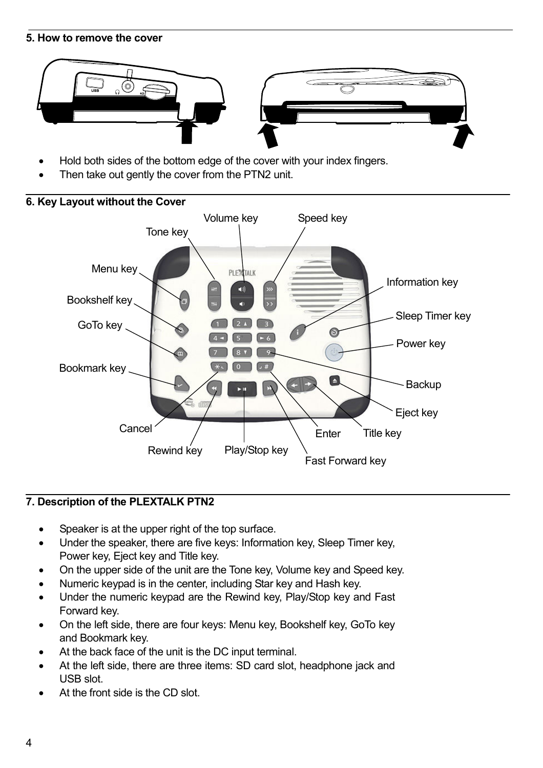## 5. How to remove the cover

- Hold both sides of the bottom edge of the cover with your index fingers.
- Then take out gently the cover from the PTN2 unit.

## 6. Key Layout without the Cover

## 7. Description of the PLEXTALK PTN2

- Speaker is at the upper right of the top surface.
- Under the speaker, there are five keys: Information key, Sleep Timer key, Power key, Eject key and Title key.
- On the upper side of the unit are the Tone key, Volume key and Speed key.
- Numeric keypad is in the center, including Star key and Hash key.
- Under the numeric keypad are the Rewind key, Play/Stop key and Fast Forward key.
- On the left side, there are four keys: Menu key, Bookshelf key, GoTo key and Bookmark key.
- At the back face of the unit is the DC input terminal.
- At the left side, there are three items: SD card slot, headphone jack and USB slot.
- At the front side is the CD slot.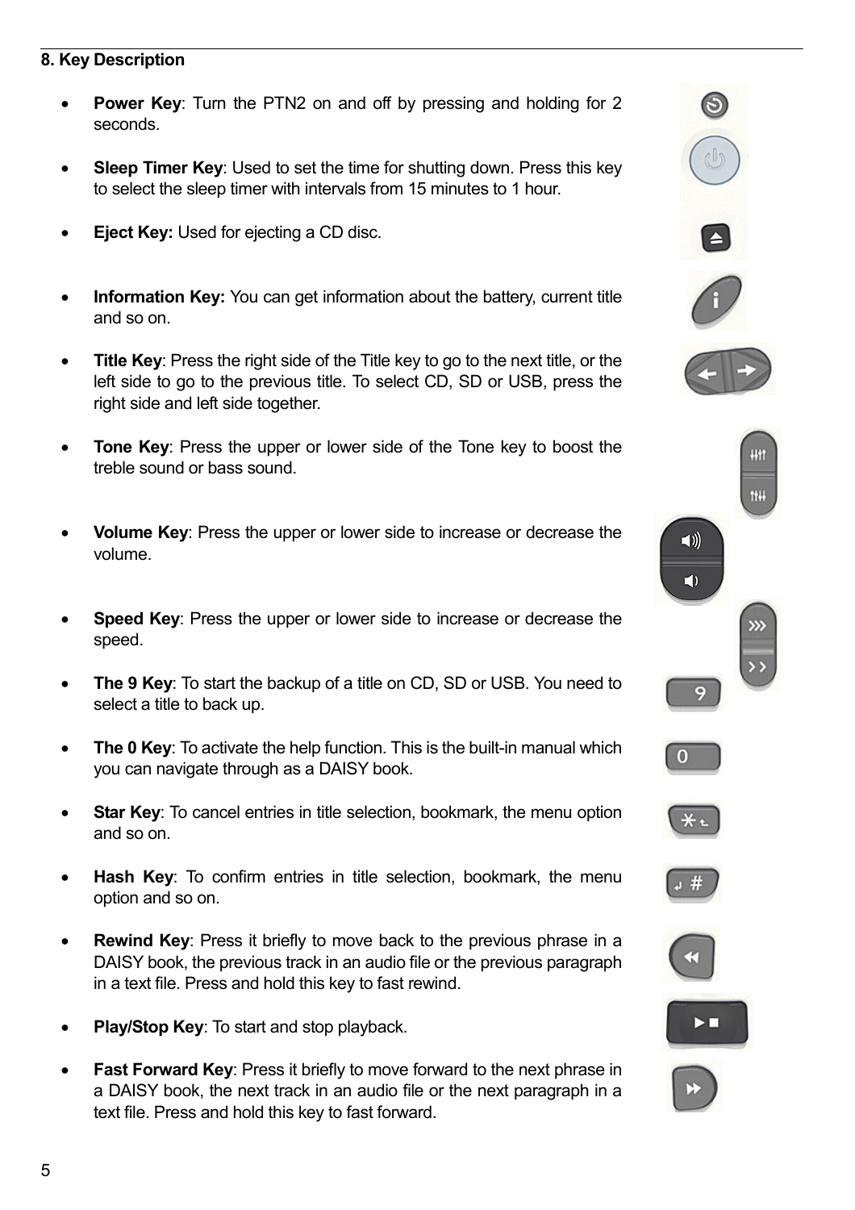## 8. Key Description

- **Power Key**: Turn the PTN2 on and off by pressing and holding for 2 seconds.

- **Sleep Timer Key**: Used to set the time for shutting down. Press this key to select the sleep timer with intervals from 15 minutes to 1 hour.

- **Eject Key:** Used for ejecting a CD disc.

- **Information Key:** You can get information about the battery, current title and so on.

- **Title Key**: Press the right side of the Title key to go to the next title, or the left side to go to the previous title. To select CD, SD or USB, press the right side and left side together.

- **Tone Key**: Press the upper or lower side of the Tone key to boost the treble sound or bass sound.

- **Volume Key**: Press the upper or lower side to increase or decrease the volume.

- **Speed Key**: Press the upper or lower side to increase or decrease the speed.

- **The 9 Key**: To start the backup of a title on CD, SD or USB. You need to select a title to back up.

- **The 0 Key**: To activate the help function. This is the built-in manual which you can navigate through as a DAISY book.

- **Star Key**: To cancel entries in title selection, bookmark, the menu option and so on.

- **Hash Key**: To confirm entries in title selection, bookmark, the menu option and so on.

- **Rewind Key**: Press it briefly to move back to the previous phrase in a DAISY book, the previous track in an audio file or the previous paragraph in a text file. Press and hold this key to fast rewind.

- **Play/Stop Key**: To start and stop playback.

- **Fast Forward Key**: Press it briefly to move forward to the next phrase in a DAISY book, the next track in an audio file or the next paragraph in a text file. Press and hold this key to fast forward.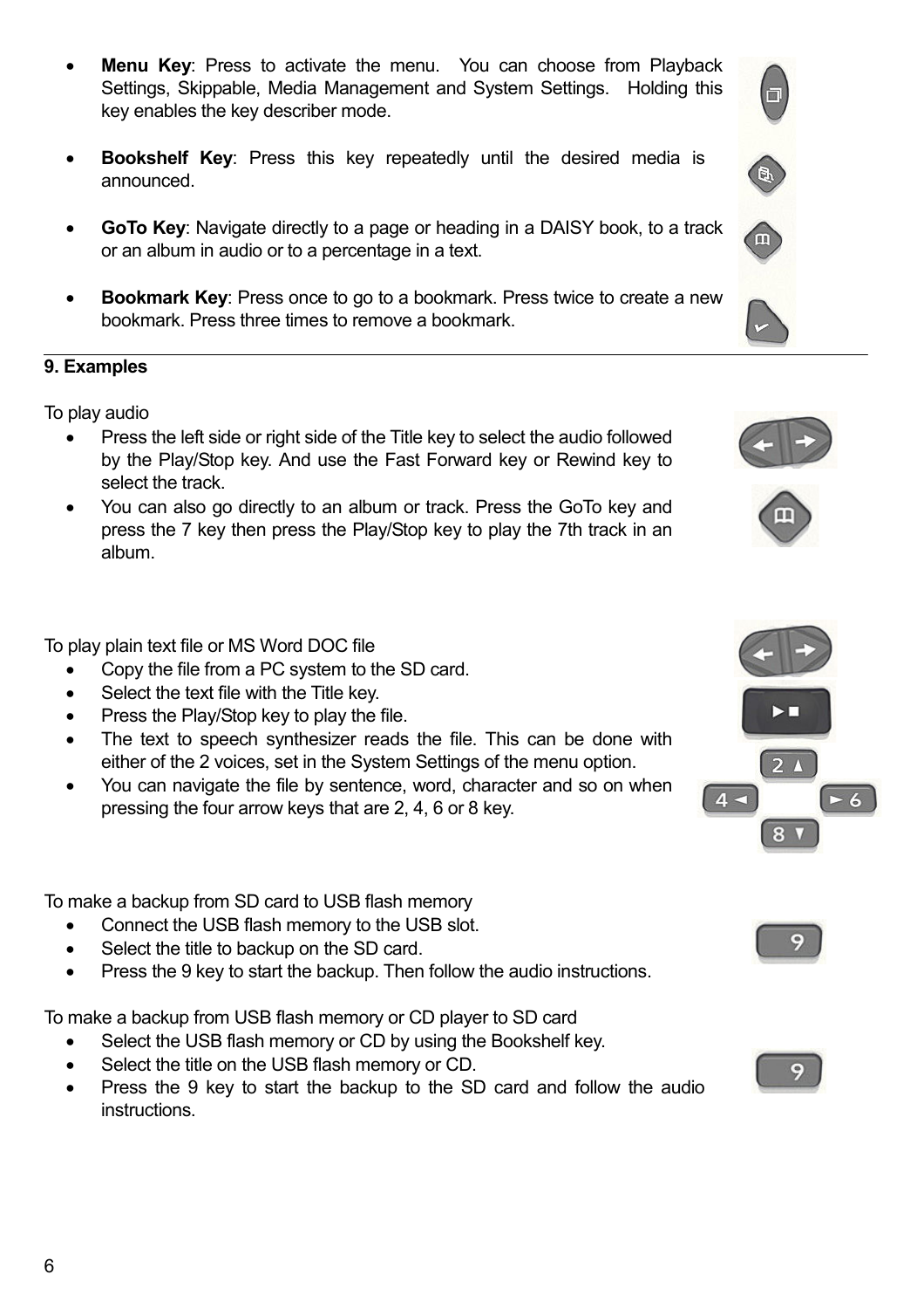- **Menu Key**: Press to activate the menu. You can choose from Playback Settings, Skippable, Media Management and System Settings. Holding this key enables the key describer mode.

- **Bookshelf Key**: Press this key repeatedly until the desired media is announced.

- **GoTo Key**: Navigate directly to a page or heading in a DAISY book, to a track or an album in audio or to a percentage in a text.

- **Bookmark Key**: Press once to go to a bookmark. Press twice to create a new bookmark. Press three times to remove a bookmark.

**9. Examples**

To play audio

- Press the left side or right side of the Title key to select the audio followed by the Play/Stop key. And use the Fast Forward key or Rewind key to select the track.
- You can also go directly to an album or track. Press the GoTo key and press the 7 key then press the Play/Stop key to play the 7th track in an album.

To play plain text file or MS Word DOC file

- Copy the file from a PC system to the SD card.
- Select the text file with the Title key.
- Press the Play/Stop key to play the file.
- The text to speech synthesizer reads the file. This can be done with either of the 2 voices, set in the System Settings of the menu option.
- You can navigate the file by sentence, word, character and so on when pressing the four arrow keys that are 2, 4, 6 or 8 key.

To make a backup from SD card to USB flash memory

- Connect the USB flash memory to the USB slot.
- Select the title to backup on the SD card.
- Press the 9 key to start the backup. Then follow the audio instructions.

To make a backup from USB flash memory or CD player to SD card

- Select the USB flash memory or CD by using the Bookshelf key.
- Select the title on the USB flash memory or CD.
- Press the 9 key to start the backup to the SD card and follow the audio instructions.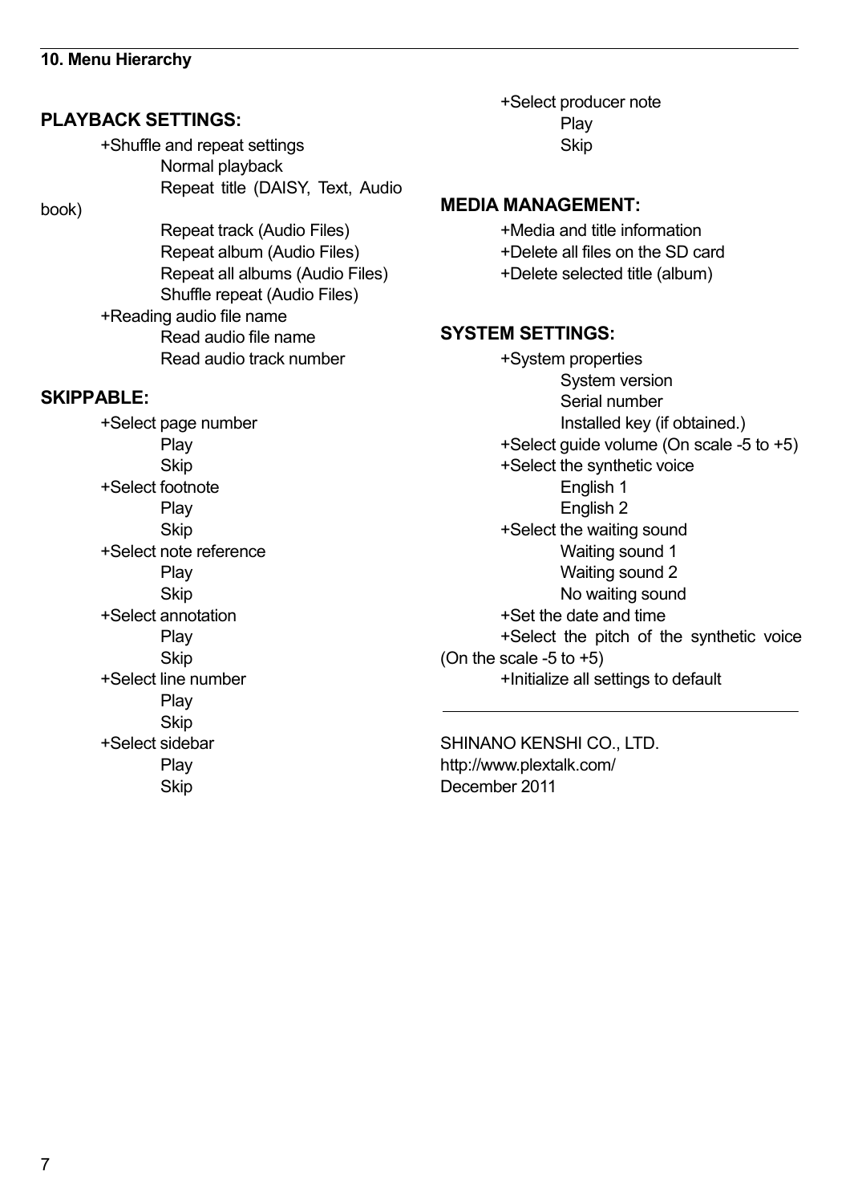## 10. Menu Hierarchy

### PLAYBACK SETTINGS:

- +Shuffle and repeat settings
  - Normal playback
  - Repeat title (DAISY, Text, Audio book)
  - Repeat track (Audio Files)
  - Repeat album (Audio Files)
  - Repeat all albums (Audio Files)
  - Shuffle repeat (Audio Files)
- +Reading audio file name
  - Read audio file name
  - Read audio track number

### SKIPPABLE:

- +Select page number
  - Play
  - Skip
- +Select footnote
  - Play
  - Skip
- +Select note reference
  - Play
  - Skip
- +Select annotation
  - Play
  - Skip
- +Select line number
  - Play
  - Skip
- +Select sidebar
  - Play
  - Skip
- +Select producer note
  - Play
  - Skip

### MEDIA MANAGEMENT:

- +Media and title information
- +Delete all files on the SD card
- +Delete selected title (album)

### SYSTEM SETTINGS:

- +System properties
  - System version
  - Serial number
  - Installed key (if obtained.)
- +Select guide volume (On scale -5 to +5)
- +Select the synthetic voice
  - English 1
  - English 2
- +Select the waiting sound
  - Waiting sound 1
  - Waiting sound 2
  - No waiting sound
- +Set the date and time
- +Select the pitch of the synthetic voice (On the scale -5 to +5)
- +Initialize all settings to default

---

SHINANO KENSHI CO., LTD.
http://www.plextalk.com/
December 2011